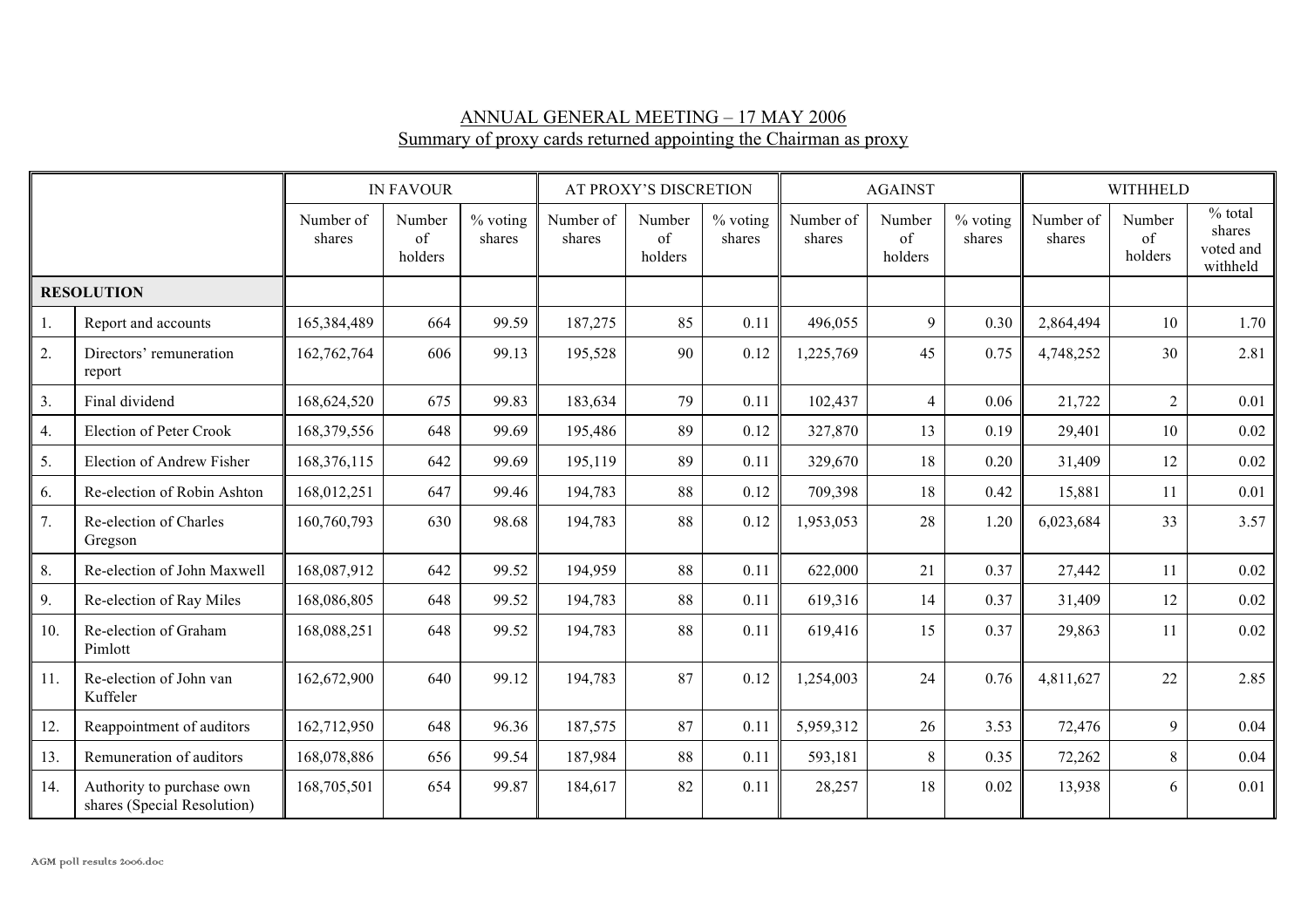ANNUAL GENERAL MEETING – 17 MAY 2006
Summary of proxy cards returned appointing the Chairman as proxy

| | | IN FAVOUR | | | AT PROXY'S DISCRETION | | | AGAINST | | | WITHHELD | | |
|---|---|---|---|---|---|---|---|---|---|---|---|---|---|
| | | Number of shares | Number of holders | % voting shares | Number of shares | Number of holders | % voting shares | Number of shares | Number of holders | % voting shares | Number of shares | Number of holders | % total shares voted and withheld |
| **RESOLUTION** | | | | | | | | | | | | | |
| 1. | Report and accounts | 165,384,489 | 664 | 99.59 | 187,275 | 85 | 0.11 | 496,055 | 9 | 0.30 | 2,864,494 | 10 | 1.70 |
| 2. | Directors' remuneration report | 162,762,764 | 606 | 99.13 | 195,528 | 90 | 0.12 | 1,225,769 | 45 | 0.75 | 4,748,252 | 30 | 2.81 |
| 3. | Final dividend | 168,624,520 | 675 | 99.83 | 183,634 | 79 | 0.11 | 102,437 | 4 | 0.06 | 21,722 | 2 | 0.01 |
| 4. | Election of Peter Crook | 168,379,556 | 648 | 99.69 | 195,486 | 89 | 0.12 | 327,870 | 13 | 0.19 | 29,401 | 10 | 0.02 |
| 5. | Election of Andrew Fisher | 168,376,115 | 642 | 99.69 | 195,119 | 89 | 0.11 | 329,670 | 18 | 0.20 | 31,409 | 12 | 0.02 |
| 6. | Re-election of Robin Ashton | 168,012,251 | 647 | 99.46 | 194,783 | 88 | 0.12 | 709,398 | 18 | 0.42 | 15,881 | 11 | 0.01 |
| 7. | Re-election of Charles Gregson | 160,760,793 | 630 | 98.68 | 194,783 | 88 | 0.12 | 1,953,053 | 28 | 1.20 | 6,023,684 | 33 | 3.57 |
| 8. | Re-election of John Maxwell | 168,087,912 | 642 | 99.52 | 194,959 | 88 | 0.11 | 622,000 | 21 | 0.37 | 27,442 | 11 | 0.02 |
| 9. | Re-election of Ray Miles | 168,086,805 | 648 | 99.52 | 194,783 | 88 | 0.11 | 619,316 | 14 | 0.37 | 31,409 | 12 | 0.02 |
| 10. | Re-election of Graham Pimlott | 168,088,251 | 648 | 99.52 | 194,783 | 88 | 0.11 | 619,416 | 15 | 0.37 | 29,863 | 11 | 0.02 |
| 11. | Re-election of John van Kuffeler | 162,672,900 | 640 | 99.12 | 194,783 | 87 | 0.12 | 1,254,003 | 24 | 0.76 | 4,811,627 | 22 | 2.85 |
| 12. | Reappointment of auditors | 162,712,950 | 648 | 96.36 | 187,575 | 87 | 0.11 | 5,959,312 | 26 | 3.53 | 72,476 | 9 | 0.04 |
| 13. | Remuneration of auditors | 168,078,886 | 656 | 99.54 | 187,984 | 88 | 0.11 | 593,181 | 8 | 0.35 | 72,262 | 8 | 0.04 |
| 14. | Authority to purchase own shares (Special Resolution) | 168,705,501 | 654 | 99.87 | 184,617 | 82 | 0.11 | 28,257 | 18 | 0.02 | 13,938 | 6 | 0.01 |

AGM poll results 2006.doc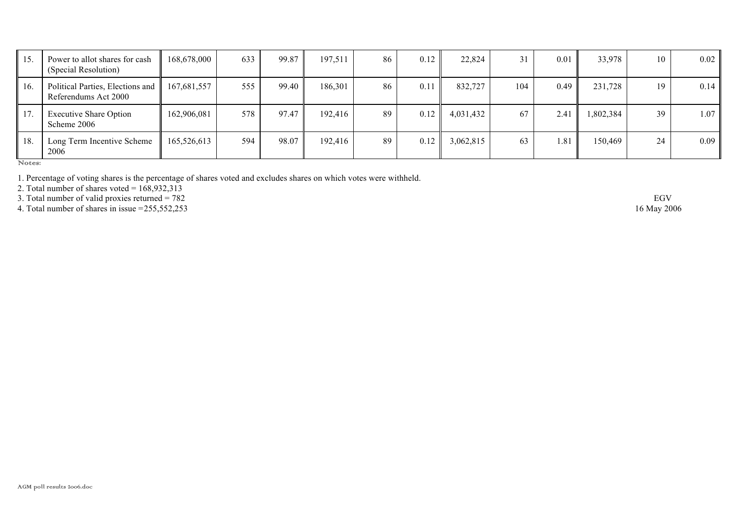| | | | | | | | | | | | | | |
|---|---|---|---|---|---|---|---|---|---|---|---|---|---|
| 15. | Power to allot shares for cash (Special Resolution) | 168,678,000 | 633 | 99.87 | 197,511 | 86 | 0.12 | 22,824 | 31 | 0.01 | 33,978 | 10 | 0.02 |
| 16. | Political Parties, Elections and Referendums Act 2000 | 167,681,557 | 555 | 99.40 | 186,301 | 86 | 0.11 | 832,727 | 104 | 0.49 | 231,728 | 19 | 0.14 |
| 17. | Executive Share Option Scheme 2006 | 162,906,081 | 578 | 97.47 | 192,416 | 89 | 0.12 | 4,031,432 | 67 | 2.41 | 1,802,384 | 39 | 1.07 |
| 18. | Long Term Incentive Scheme 2006 | 165,526,613 | 594 | 98.07 | 192,416 | 89 | 0.12 | 3,062,815 | 63 | 1.81 | 150,469 | 24 | 0.09 |

Notes:

1. Percentage of voting shares is the percentage of shares voted and excludes shares on which votes were withheld.
2. Total number of shares voted = 168,932,313
3. Total number of valid proxies returned = 782
4. Total number of shares in issue =255,552,253

EGV
16 May 2006